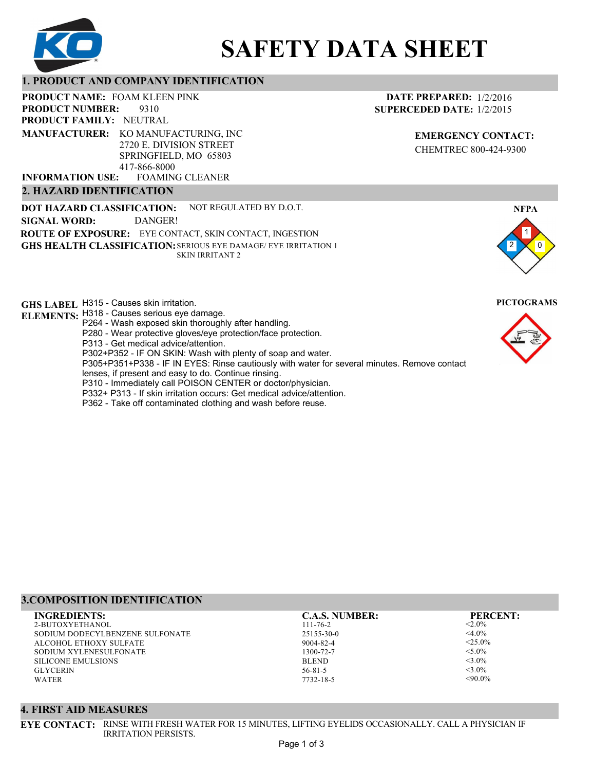# SAFETY DATA SHEET

## 1. PRODUCT AND COMPANY IDENTIFICATION

**PRODUCT NAME:** FOAM KLEEN PINK
**PRODUCT NUMBER:** 9310
**PRODUCT FAMILY:** NEUTRAL
**MANUFACTURER:** KO MANUFACTURING, INC
2720 E. DIVISION STREET
SPRINGFIELD, MO 65803
417-866-8000
**INFORMATION USE:** FOAMING CLEANER

**DATE PREPARED:** 1/2/2016
**SUPERCEDED DATE:** 1/2/2015

**EMERGENCY CONTACT:**
CHEMTREC 800-424-9300

## 2. HAZARD IDENTIFICATION

**DOT HAZARD CLASSIFICATION:** NOT REGULATED BY D.O.T.
**SIGNAL WORD:** DANGER!
**ROUTE OF EXPOSURE:** EYE CONTACT, SKIN CONTACT, INGESTION
**GHS HEALTH CLASSIFICATION:** SERIOUS EYE DAMAGE/ EYE IRRITATION 1
SKIN IRRITANT 2

**NFPA**

Health: 2
Flammability: 1
Reactivity: 0

**GHS LABEL ELEMENTS:**

H315 - Causes skin irritation.
H318 - Causes serious eye damage.
P264 - Wash exposed skin thoroughly after handling.
P280 - Wear protective gloves/eye protection/face protection.
P313 - Get medical advice/attention.
P302+P352 - IF ON SKIN: Wash with plenty of soap and water.
P305+P351+P338 - IF IN EYES: Rinse cautiously with water for several minutes. Remove contact lenses, if present and easy to do. Continue rinsing.
P310 - Immediately call POISON CENTER or doctor/physician.
P332+ P313 - If skin irritation occurs: Get medical advice/attention.
P362 - Take off contaminated clothing and wash before reuse.

**PICTOGRAMS**

## 3.COMPOSITION IDENTIFICATION

| INGREDIENTS: | C.A.S. NUMBER: | PERCENT: |
|---|---|---|
| 2-BUTOXYETHANOL | 111-76-2 | <2.0% |
| SODIUM DODECYLBENZENE SULFONATE | 25155-30-0 | <4.0% |
| ALCOHOL ETHOXY SULFATE | 9004-82-4 | <25.0% |
| SODIUM XYLENESULFONATE | 1300-72-7 | <5.0% |
| SILICONE EMULSIONS | BLEND | <3.0% |
| GLYCERIN | 56-81-5 | <3.0% |
| WATER | 7732-18-5 | <90.0% |

## 4. FIRST AID MEASURES

**EYE CONTACT:** RINSE WITH FRESH WATER FOR 15 MINUTES, LIFTING EYELIDS OCCASIONALLY. CALL A PHYSICIAN IF IRRITATION PERSISTS.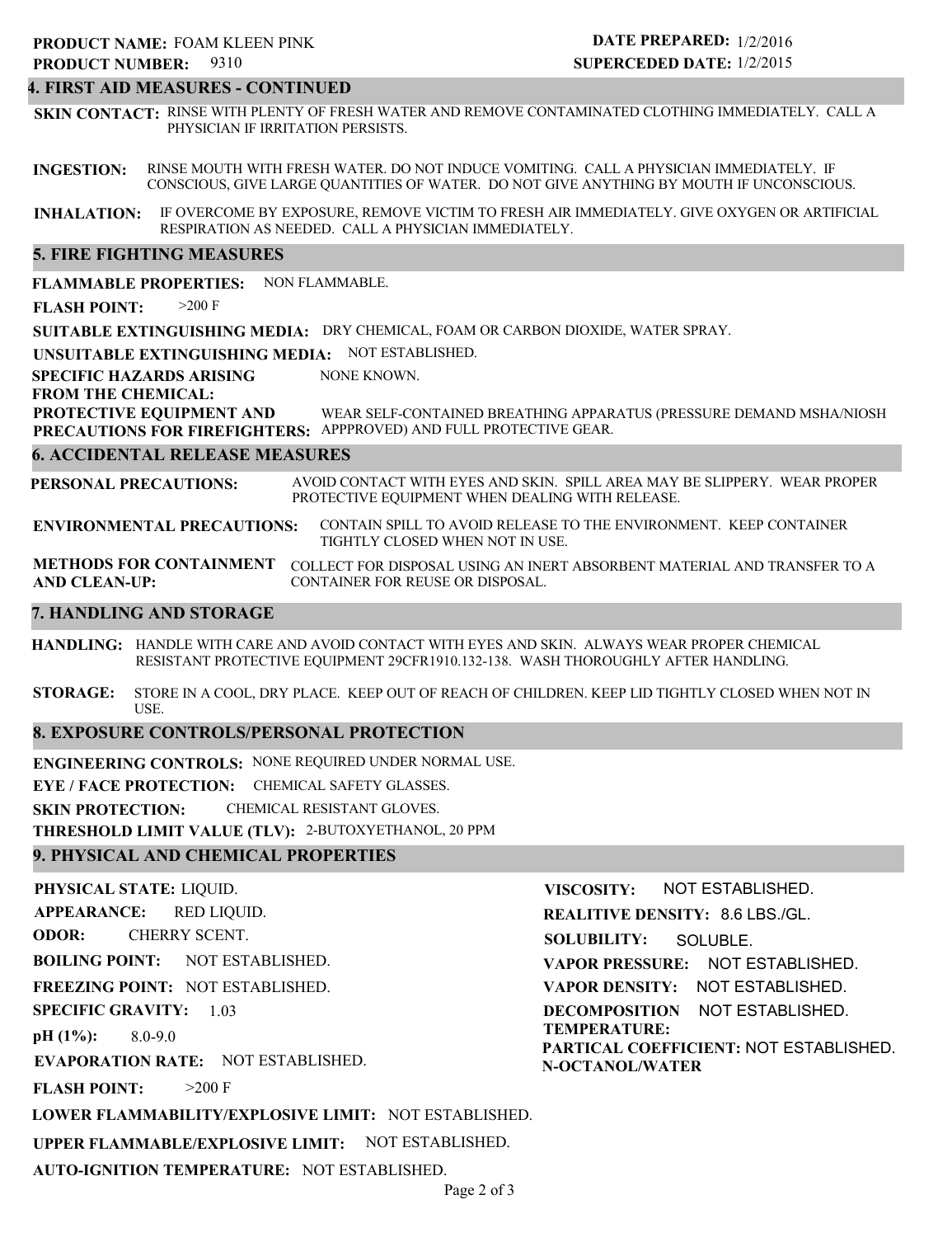**PRODUCT NAME:** FOAM KLEEN PINK
**PRODUCT NUMBER:** 9310

**DATE PREPARED:** 1/2/2016
**SUPERCEDED DATE:** 1/2/2015

## 4. FIRST AID MEASURES - CONTINUED

**SKIN CONTACT:** RINSE WITH PLENTY OF FRESH WATER AND REMOVE CONTAMINATED CLOTHING IMMEDIATELY. CALL A PHYSICIAN IF IRRITATION PERSISTS.

**INGESTION:** RINSE MOUTH WITH FRESH WATER. DO NOT INDUCE VOMITING. CALL A PHYSICIAN IMMEDIATELY. IF CONSCIOUS, GIVE LARGE QUANTITIES OF WATER. DO NOT GIVE ANYTHING BY MOUTH IF UNCONSCIOUS.

**INHALATION:** IF OVERCOME BY EXPOSURE, REMOVE VICTIM TO FRESH AIR IMMEDIATELY. GIVE OXYGEN OR ARTIFICIAL RESPIRATION AS NEEDED. CALL A PHYSICIAN IMMEDIATELY.

## 5. FIRE FIGHTING MEASURES

**FLAMMABLE PROPERTIES:** NON FLAMMABLE.

**FLASH POINT:** >200 F

**SUITABLE EXTINGUISHING MEDIA:** DRY CHEMICAL, FOAM OR CARBON DIOXIDE, WATER SPRAY.

**UNSUITABLE EXTINGUISHING MEDIA:** NOT ESTABLISHED.

**SPECIFIC HAZARDS ARISING FROM THE CHEMICAL:** NONE KNOWN.

**PROTECTIVE EQUIPMENT AND PRECAUTIONS FOR FIREFIGHTERS:** WEAR SELF-CONTAINED BREATHING APPARATUS (PRESSURE DEMAND MSHA/NIOSH APPPROVED) AND FULL PROTECTIVE GEAR.

## 6. ACCIDENTAL RELEASE MEASURES

**PERSONAL PRECAUTIONS:** AVOID CONTACT WITH EYES AND SKIN. SPILL AREA MAY BE SLIPPERY. WEAR PROPER PROTECTIVE EQUIPMENT WHEN DEALING WITH RELEASE.

**ENVIRONMENTAL PRECAUTIONS:** CONTAIN SPILL TO AVOID RELEASE TO THE ENVIRONMENT. KEEP CONTAINER TIGHTLY CLOSED WHEN NOT IN USE.

**METHODS FOR CONTAINMENT AND CLEAN-UP:** COLLECT FOR DISPOSAL USING AN INERT ABSORBENT MATERIAL AND TRANSFER TO A CONTAINER FOR REUSE OR DISPOSAL.

## 7. HANDLING AND STORAGE

**HANDLING:** HANDLE WITH CARE AND AVOID CONTACT WITH EYES AND SKIN. ALWAYS WEAR PROPER CHEMICAL RESISTANT PROTECTIVE EQUIPMENT 29CFR1910.132-138. WASH THOROUGHLY AFTER HANDLING.

**STORAGE:** STORE IN A COOL, DRY PLACE. KEEP OUT OF REACH OF CHILDREN. KEEP LID TIGHTLY CLOSED WHEN NOT IN USE.

## 8. EXPOSURE CONTROLS/PERSONAL PROTECTION

**ENGINEERING CONTROLS:** NONE REQUIRED UNDER NORMAL USE.

**EYE / FACE PROTECTION:** CHEMICAL SAFETY GLASSES.

**SKIN PROTECTION:** CHEMICAL RESISTANT GLOVES.

**THRESHOLD LIMIT VALUE (TLV):** 2-BUTOXYETHANOL, 20 PPM

## 9. PHYSICAL AND CHEMICAL PROPERTIES

**PHYSICAL STATE:** LIQUID.

**APPEARANCE:** RED LIQUID.

**ODOR:** CHERRY SCENT.

**BOILING POINT:** NOT ESTABLISHED.

**FREEZING POINT:** NOT ESTABLISHED.

**SPECIFIC GRAVITY:** 1.03

**pH (1%):** 8.0-9.0

**EVAPORATION RATE:** NOT ESTABLISHED.

**FLASH POINT:** >200 F

**LOWER FLAMMABILITY/EXPLOSIVE LIMIT:** NOT ESTABLISHED.

**UPPER FLAMMABLE/EXPLOSIVE LIMIT:** NOT ESTABLISHED.

**AUTO-IGNITION TEMPERATURE:** NOT ESTABLISHED.

**VISCOSITY:** NOT ESTABLISHED.

**REALITIVE DENSITY:** 8.6 LBS./GL.

**SOLUBILITY:** SOLUBLE.

**VAPOR PRESSURE:** NOT ESTABLISHED.

**VAPOR DENSITY:** NOT ESTABLISHED.

**DECOMPOSITION TEMPERATURE:** NOT ESTABLISHED.

**PARTICAL COEFFICIENT: N-OCTANOL/WATER** NOT ESTABLISHED.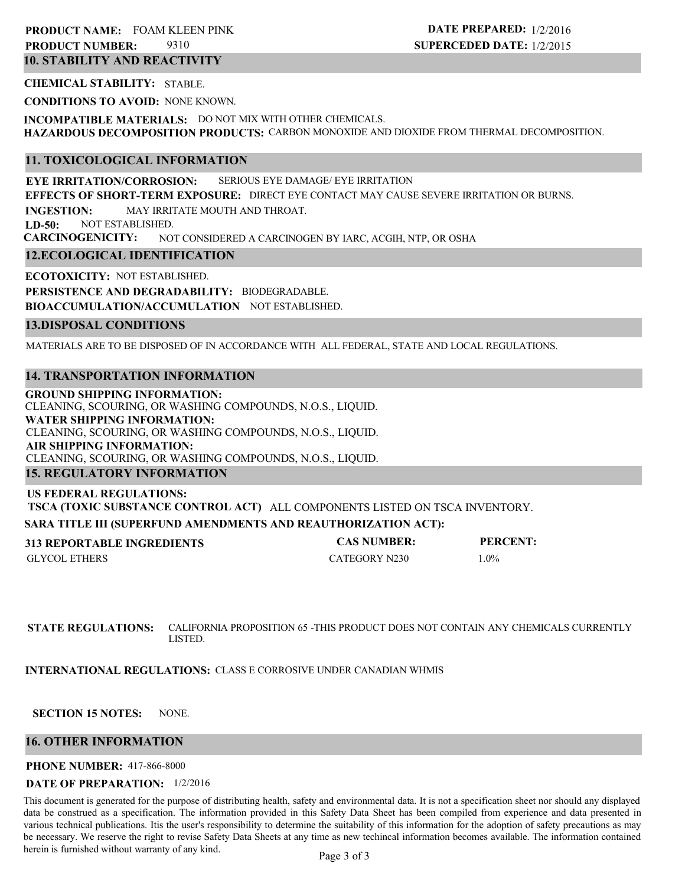**PRODUCT NAME:** FOAM KLEEN PINK

**PRODUCT NUMBER:** 9310

**DATE PREPARED:** 1/2/2016

**SUPERCEDED DATE:** 1/2/2015

## 10. STABILITY AND REACTIVITY

**CHEMICAL STABILITY:** STABLE.

**CONDITIONS TO AVOID:** NONE KNOWN.

**INCOMPATIBLE MATERIALS:** DO NOT MIX WITH OTHER CHEMICALS.

**HAZARDOUS DECOMPOSITION PRODUCTS:** CARBON MONOXIDE AND DIOXIDE FROM THERMAL DECOMPOSITION.

## 11. TOXICOLOGICAL INFORMATION

**EYE IRRITATION/CORROSION:** SERIOUS EYE DAMAGE/ EYE IRRITATION

**EFFECTS OF SHORT-TERM EXPOSURE:** DIRECT EYE CONTACT MAY CAUSE SEVERE IRRITATION OR BURNS.

**INGESTION:** MAY IRRITATE MOUTH AND THROAT.

**LD-50:** NOT ESTABLISHED.

**CARCINOGENICITY:** NOT CONSIDERED A CARCINOGEN BY IARC, ACGIH, NTP, OR OSHA

## 12.ECOLOGICAL IDENTIFICATION

**ECOTOXICITY:** NOT ESTABLISHED.

**PERSISTENCE AND DEGRADABILITY:** BIODEGRADABLE.

**BIOACCUMULATION/ACCUMULATION** NOT ESTABLISHED.

## 13.DISPOSAL CONDITIONS

MATERIALS ARE TO BE DISPOSED OF IN ACCORDANCE WITH ALL FEDERAL, STATE AND LOCAL REGULATIONS.

## 14. TRANSPORTATION INFORMATION

**GROUND SHIPPING INFORMATION:**
CLEANING, SCOURING, OR WASHING COMPOUNDS, N.O.S., LIQUID.

**WATER SHIPPING INFORMATION:**
CLEANING, SCOURING, OR WASHING COMPOUNDS, N.O.S., LIQUID.

**AIR SHIPPING INFORMATION:**
CLEANING, SCOURING, OR WASHING COMPOUNDS, N.O.S., LIQUID.

## 15. REGULATORY INFORMATION

**US FEDERAL REGULATIONS:**

**TSCA (TOXIC SUBSTANCE CONTROL ACT)** ALL COMPONENTS LISTED ON TSCA INVENTORY.

**SARA TITLE III (SUPERFUND AMENDMENTS AND REAUTHORIZATION ACT):**

| 313 REPORTABLE INGREDIENTS | CAS NUMBER: | PERCENT: |
|---|---|---|
| GLYCOL ETHERS | CATEGORY N230 | 1.0% |

**STATE REGULATIONS:** CALIFORNIA PROPOSITION 65 -THIS PRODUCT DOES NOT CONTAIN ANY CHEMICALS CURRENTLY LISTED.

**INTERNATIONAL REGULATIONS:** CLASS E CORROSIVE UNDER CANADIAN WHMIS

**SECTION 15 NOTES:** NONE.

## 16. OTHER INFORMATION

**PHONE NUMBER:** 417-866-8000

**DATE OF PREPARATION:** 1/2/2016

This document is generated for the purpose of distributing health, safety and environmental data. It is not a specification sheet nor should any displayed data be construed as a specification. The information provided in this Safety Data Sheet has been compiled from experience and data presented in various technical publications. Itis the user's responsibility to determine the suitability of this information for the adoption of safety precautions as may be necessary. We reserve the right to revise Safety Data Sheets at any time as new techincal information becomes available. The information contained herein is furnished without warranty of any kind.